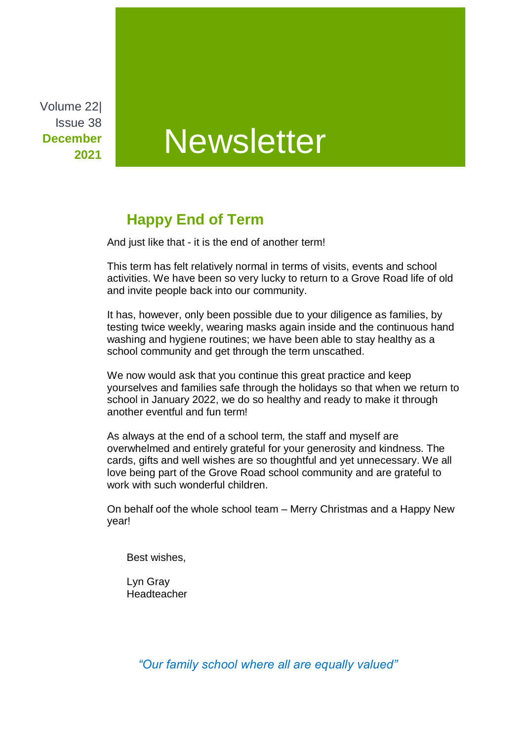Volume 22| Issue 38 **December 2021**

# Newsletter

## Happy End of Term

And just like that - it is the end of another term!

This term has felt relatively normal in terms of visits, events and school activities. We have been so very lucky to return to a Grove Road life of old and invite people back into our community.

It has, however, only been possible due to your diligence as families, by testing twice weekly, wearing masks again inside and the continuous hand washing and hygiene routines; we have been able to stay healthy as a school community and get through the term unscathed.

We now would ask that you continue this great practice and keep yourselves and families safe through the holidays so that when we return to school in January 2022, we do so healthy and ready to make it through another eventful and fun term!

As always at the end of a school term, the staff and myself are overwhelmed and entirely grateful for your generosity and kindness. The cards, gifts and well wishes are so thoughtful and yet unnecessary. We all love being part of the Grove Road school community and are grateful to work with such wonderful children.

On behalf oof the whole school team – Merry Christmas and a Happy New year!

Best wishes,

Lyn Gray
Headteacher

*“Our family school where all are equally valued”*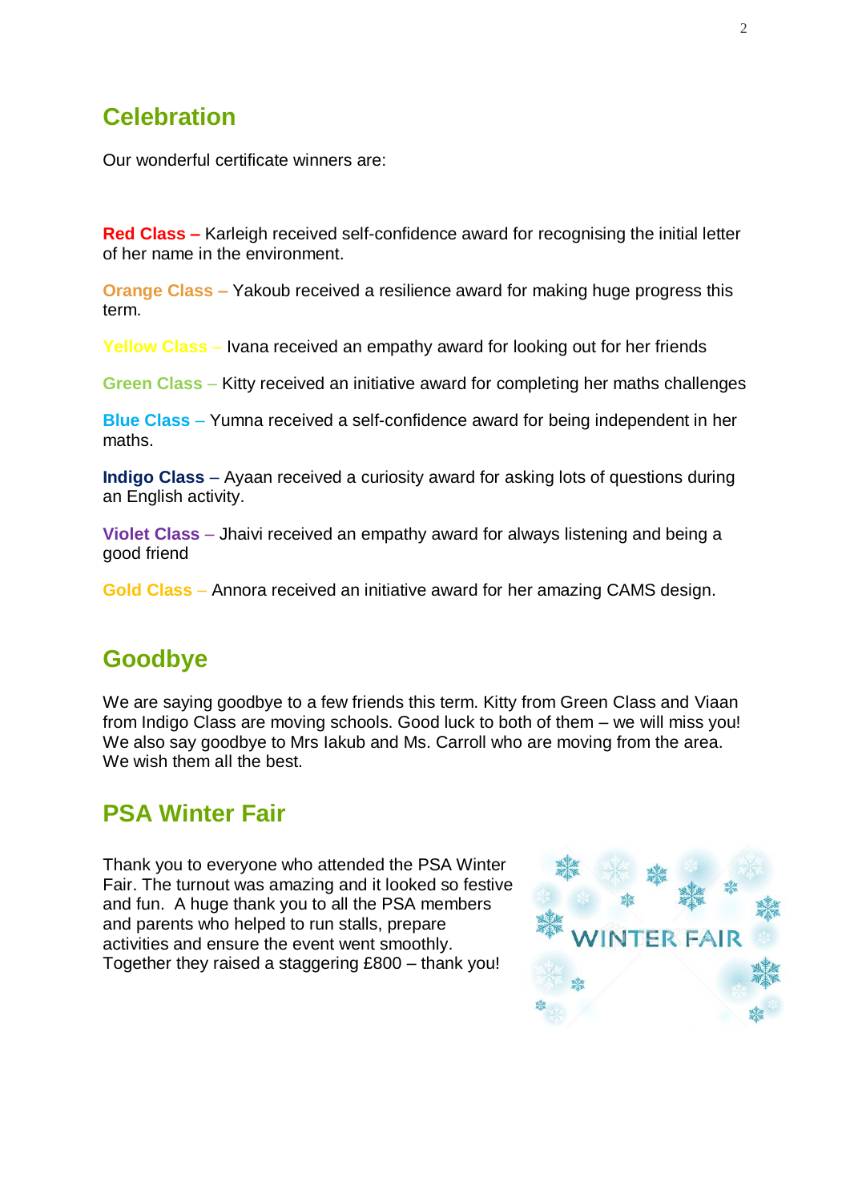## Celebration

Our wonderful certificate winners are:

**Red Class –** Karleigh received self-confidence award for recognising the initial letter of her name in the environment.

**Orange Class –** Yakoub received a resilience award for making huge progress this term.

**Yellow Class –** Ivana received an empathy award for looking out for her friends

**Green Class –** Kitty received an initiative award for completing her maths challenges

**Blue Class –** Yumna received a self-confidence award for being independent in her maths.

**Indigo Class** – Ayaan received a curiosity award for asking lots of questions during an English activity.

**Violet Class** – Jhaivi received an empathy award for always listening and being a good friend

**Gold Class –** Annora received an initiative award for her amazing CAMS design.

## Goodbye

We are saying goodbye to a few friends this term. Kitty from Green Class and Viaan from Indigo Class are moving schools. Good luck to both of them – we will miss you! We also say goodbye to Mrs Iakub and Ms. Carroll who are moving from the area. We wish them all the best.

## PSA Winter Fair

Thank you to everyone who attended the PSA Winter Fair. The turnout was amazing and it looked so festive and fun. A huge thank you to all the PSA members and parents who helped to run stalls, prepare activities and ensure the event went smoothly. Together they raised a staggering £800 – thank you!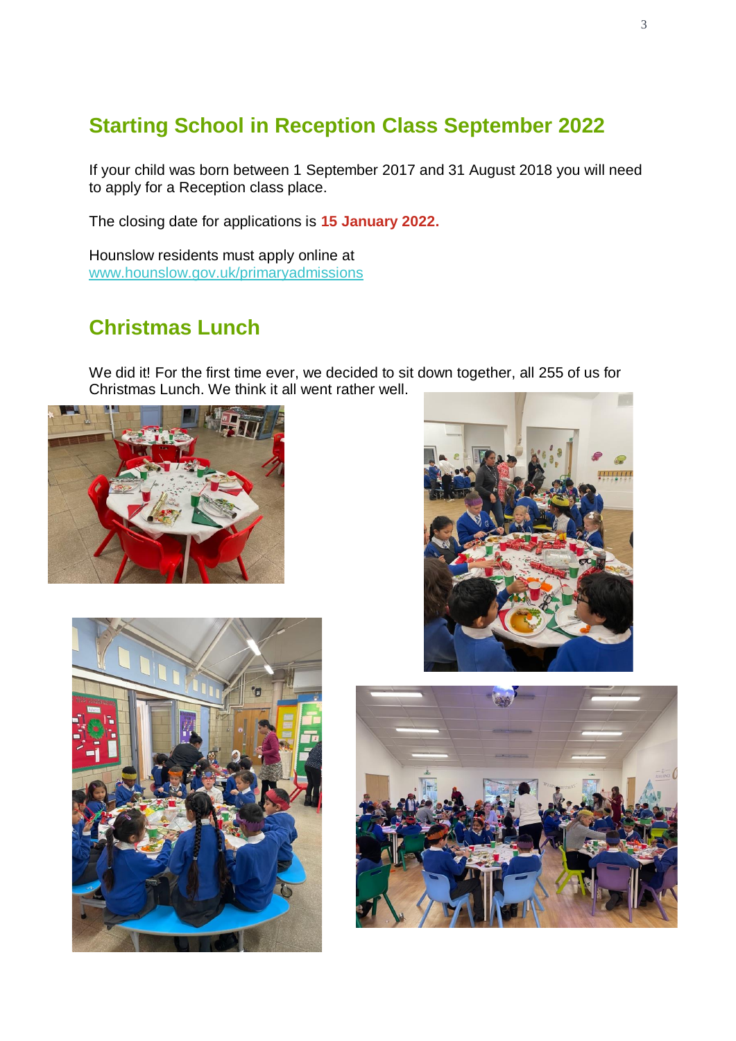## Starting School in Reception Class September 2022

If your child was born between 1 September 2017 and 31 August 2018 you will need to apply for a Reception class place.

The closing date for applications is **15 January 2022.**

Hounslow residents must apply online at [www.hounslow.gov.uk/primaryadmissions](http://www.hounslow.gov.uk/primaryadmissions)

## Christmas Lunch

We did it! For the first time ever, we decided to sit down together, all 255 of us for Christmas Lunch. We think it all went rather well.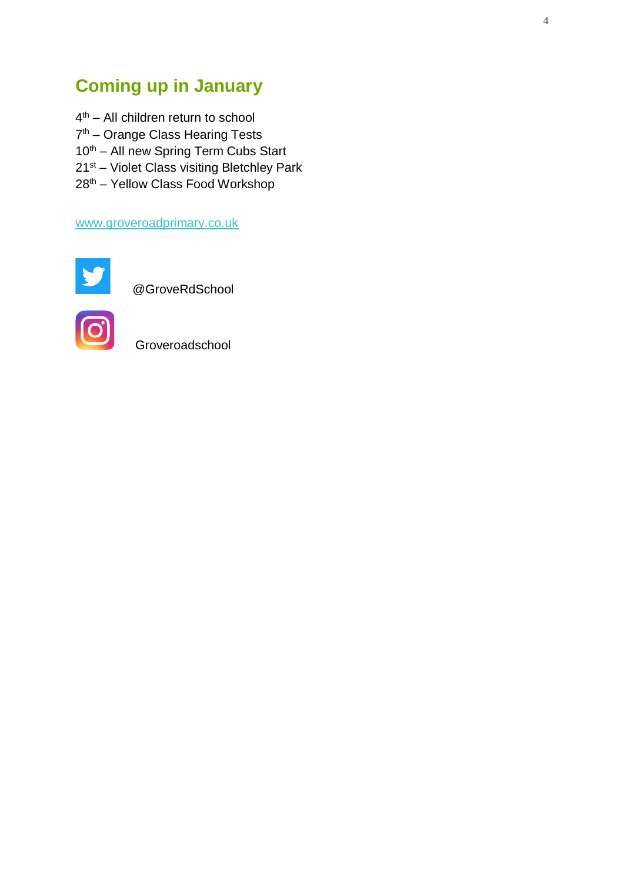## Coming up in January

4th – All children return to school
7th – Orange Class Hearing Tests
10th – All new Spring Term Cubs Start
21st – Violet Class visiting Bletchley Park
28th – Yellow Class Food Workshop

www.groveroadprimary.co.uk

@GroveRdSchool

Groveroadschool